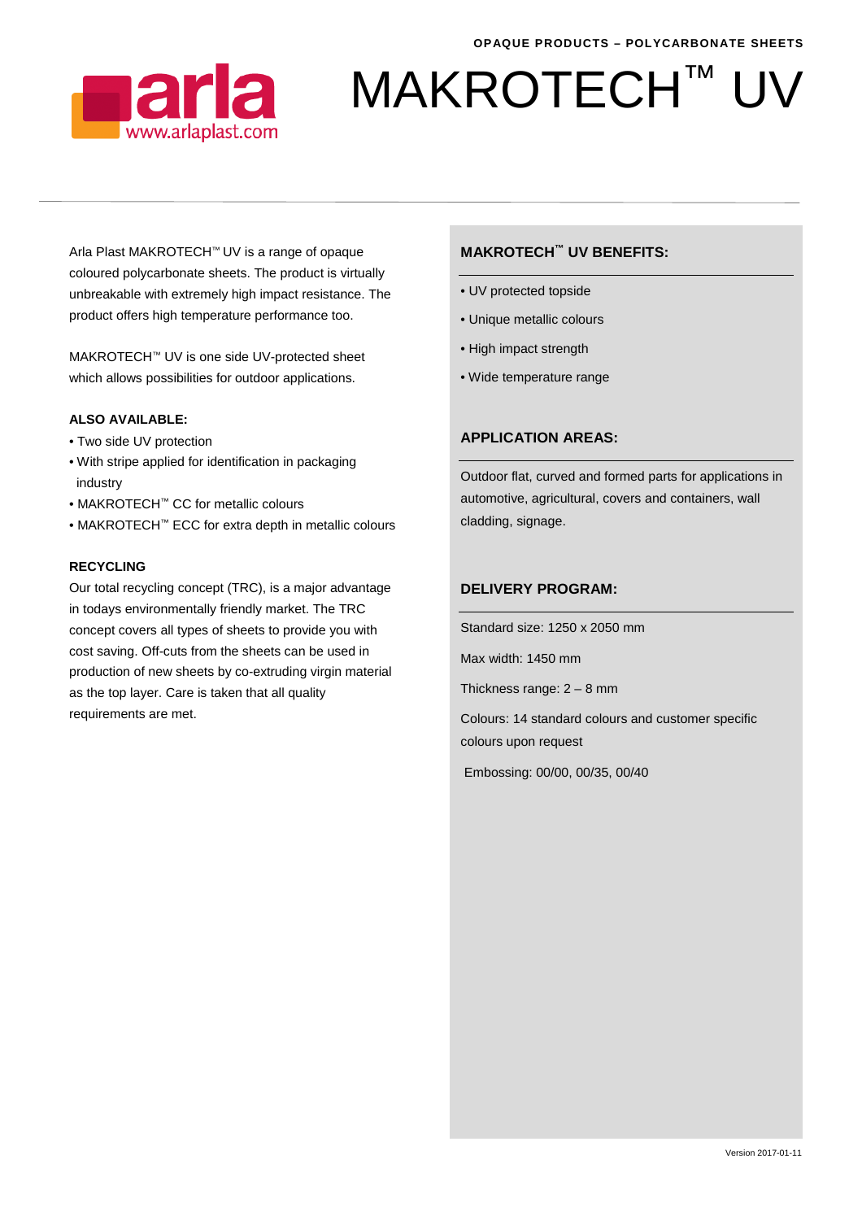OPAQUE PRODUCTS – POLYCARBONATE SHEETS

# MAKROTECH™ UV

Arla Plast MAKROTECH™ UV is a range of opaque coloured polycarbonate sheets. The product is virtually unbreakable with extremely high impact resistance. The product offers high temperature performance too.

MAKROTECH™ UV is one side UV-protected sheet which allows possibilities for outdoor applications.

**ALSO AVAILABLE:**

- Two side UV protection
- With stripe applied for identification in packaging industry
- MAKROTECH™ CC for metallic colours
- MAKROTECH™ ECC for extra depth in metallic colours

**RECYCLING**

Our total recycling concept (TRC), is a major advantage in todays environmentally friendly market. The TRC concept covers all types of sheets to provide you with cost saving. Off-cuts from the sheets can be used in production of new sheets by co-extruding virgin material as the top layer. Care is taken that all quality requirements are met.

## MAKROTECH™ UV BENEFITS:

- UV protected topside
- Unique metallic colours
- High impact strength
- Wide temperature range

## APPLICATION AREAS:

Outdoor flat, curved and formed parts for applications in automotive, agricultural, covers and containers, wall cladding, signage.

## DELIVERY PROGRAM:

Standard size: 1250 x 2050 mm

Max width: 1450 mm

Thickness range: 2 – 8 mm

Colours: 14 standard colours and customer specific colours upon request

Embossing: 00/00, 00/35, 00/40

Version 2017-01-11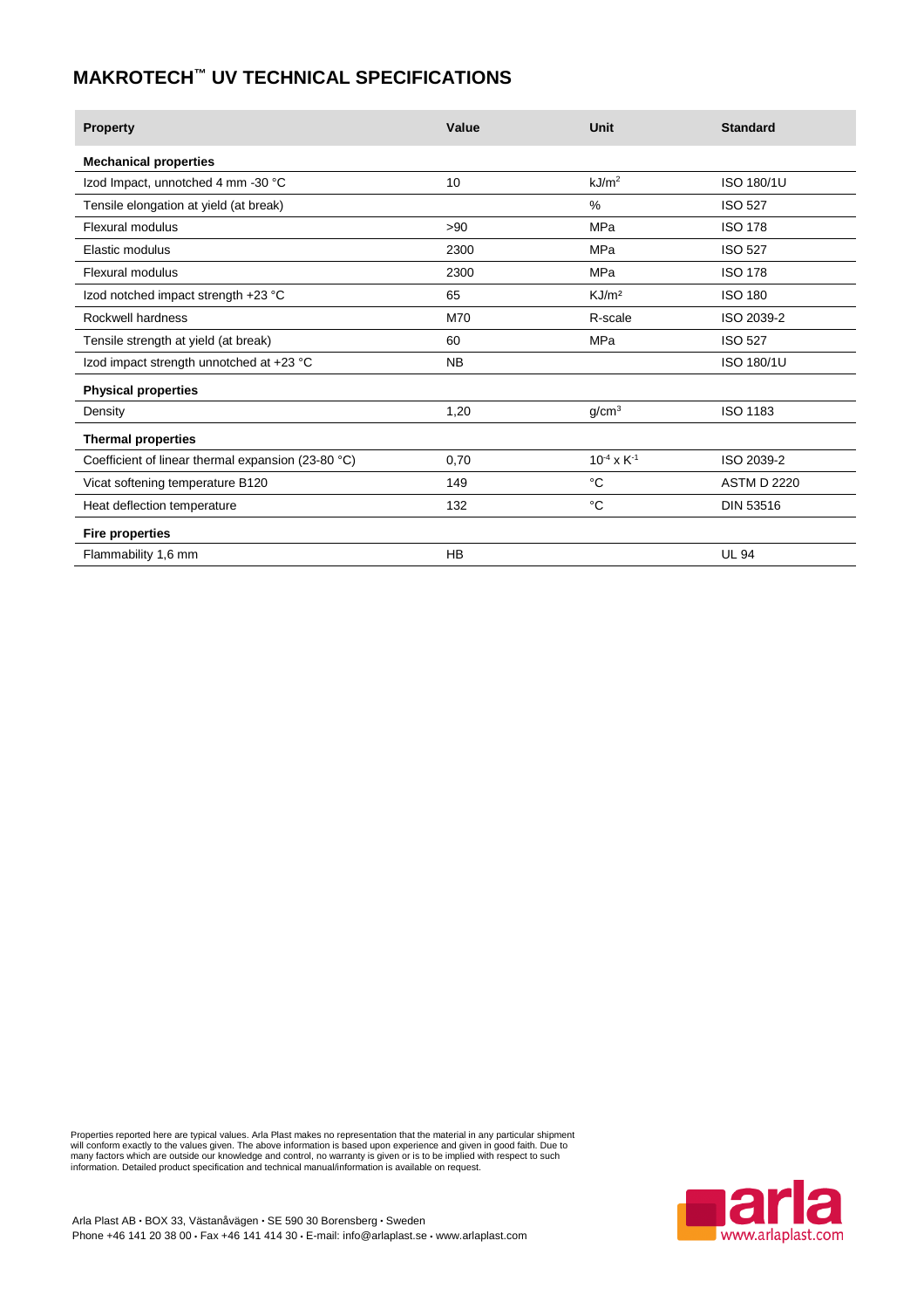## MAKROTECH™ UV TECHNICAL SPECIFICATIONS

| Property | Value | Unit | Standard |
|---|---|---|---|
| **Mechanical properties** | | | |
| Izod Impact, unnotched 4 mm -30 °C | 10 | $kJ/m^2$ | ISO 180/1U |
| Tensile elongation at yield (at break) | | % | ISO 527 |
| Flexural modulus | >90 | MPa | ISO 178 |
| Elastic modulus | 2300 | MPa | ISO 527 |
| Flexural modulus | 2300 | MPa | ISO 178 |
| Izod notched impact strength +23 °C | 65 | $KJ/m^2$ | ISO 180 |
| Rockwell hardness | M70 | R-scale | ISO 2039-2 |
| Tensile strength at yield (at break) | 60 | MPa | ISO 527 |
| Izod impact strength unnotched at +23 °C | NB | | ISO 180/1U |
| **Physical properties** | | | |
| Density | 1,20 | $g/cm^3$ | ISO 1183 |
| **Thermal properties** | | | |
| Coefficient of linear thermal expansion (23-80 °C) | 0,70 | $10^{-4} \times K^{-1}$ | ISO 2039-2 |
| Vicat softening temperature B120 | 149 | °C | ASTM D 2220 |
| Heat deflection temperature | 132 | °C | DIN 53516 |
| **Fire properties** | | | |
| Flammability 1,6 mm | HB | | UL 94 |

Properties reported here are typical values. Arla Plast makes no representation that the material in any particular shipment will conform exactly to the values given. The above information is based upon experience and given in good faith. Due to many factors which are outside our knowledge and control, no warranty is given or is to be implied with respect to such information. Detailed product specification and technical manual/information is available on request.

Arla Plast AB • BOX 33, Västanåvägen • SE 590 30 Borensberg • Sweden
Phone +46 141 20 38 00 • Fax +46 141 414 30 • E-mail: info@arlaplast.se • www.arlaplast.com

arla www.arlaplast.com